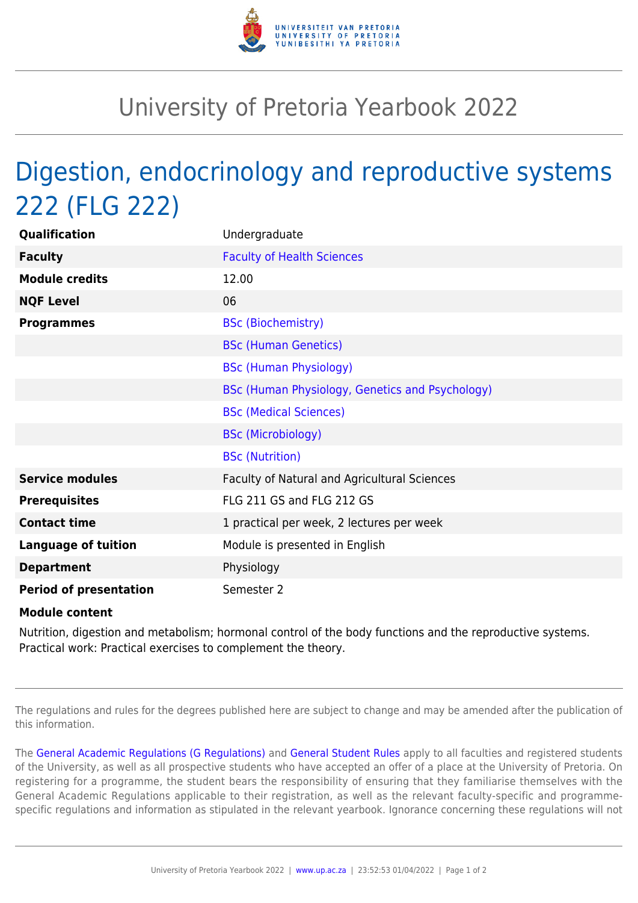# University of Pretoria Yearbook 2022

## Digestion, endocrinology and reproductive systems 222 (FLG 222)

| | |
|---|---|
| **Qualification** | Undergraduate |
| **Faculty** | Faculty of Health Sciences |
| **Module credits** | 12.00 |
| **NQF Level** | 06 |
| **Programmes** | BSc (Biochemistry) |
| | BSc (Human Genetics) |
| | BSc (Human Physiology) |
| | BSc (Human Physiology, Genetics and Psychology) |
| | BSc (Medical Sciences) |
| | BSc (Microbiology) |
| | BSc (Nutrition) |
| **Service modules** | Faculty of Natural and Agricultural Sciences |
| **Prerequisites** | FLG 211 GS and FLG 212 GS |
| **Contact time** | 1 practical per week, 2 lectures per week |
| **Language of tuition** | Module is presented in English |
| **Department** | Physiology |
| **Period of presentation** | Semester 2 |

**Module content**

Nutrition, digestion and metabolism; hormonal control of the body functions and the reproductive systems. Practical work: Practical exercises to complement the theory.

The regulations and rules for the degrees published here are subject to change and may be amended after the publication of this information.

The General Academic Regulations (G Regulations) and General Student Rules apply to all faculties and registered students of the University, as well as all prospective students who have accepted an offer of a place at the University of Pretoria. On registering for a programme, the student bears the responsibility of ensuring that they familiarise themselves with the General Academic Regulations applicable to their registration, as well as the relevant faculty-specific and programme-specific regulations and information as stipulated in the relevant yearbook. Ignorance concerning these regulations will not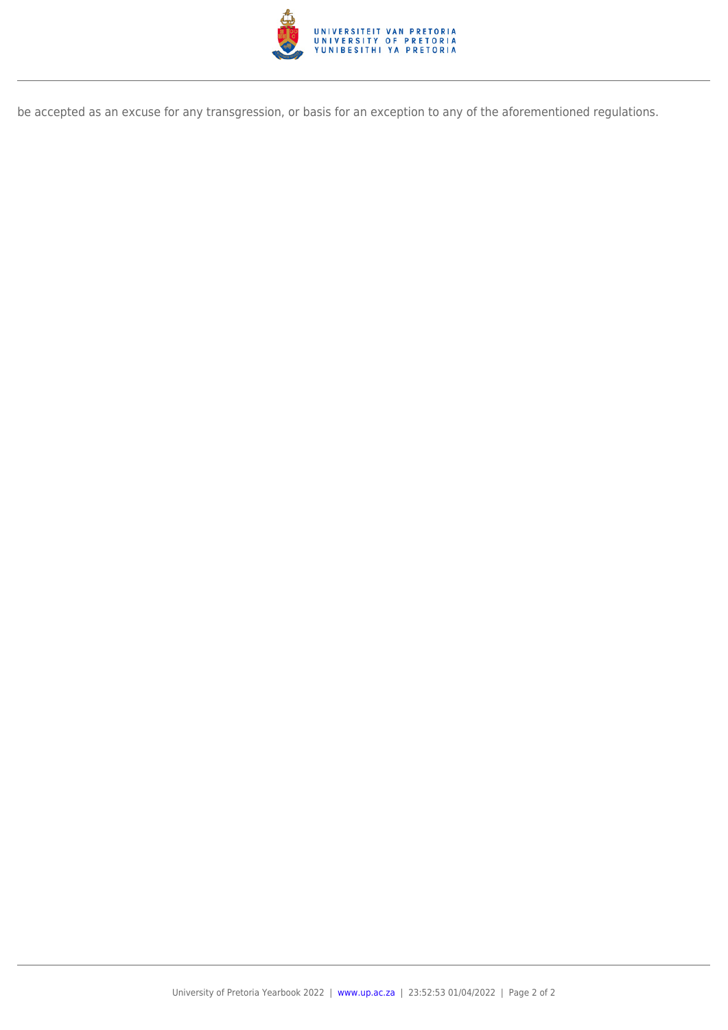be accepted as an excuse for any transgression, or basis for an exception to any of the aforementioned regulations.